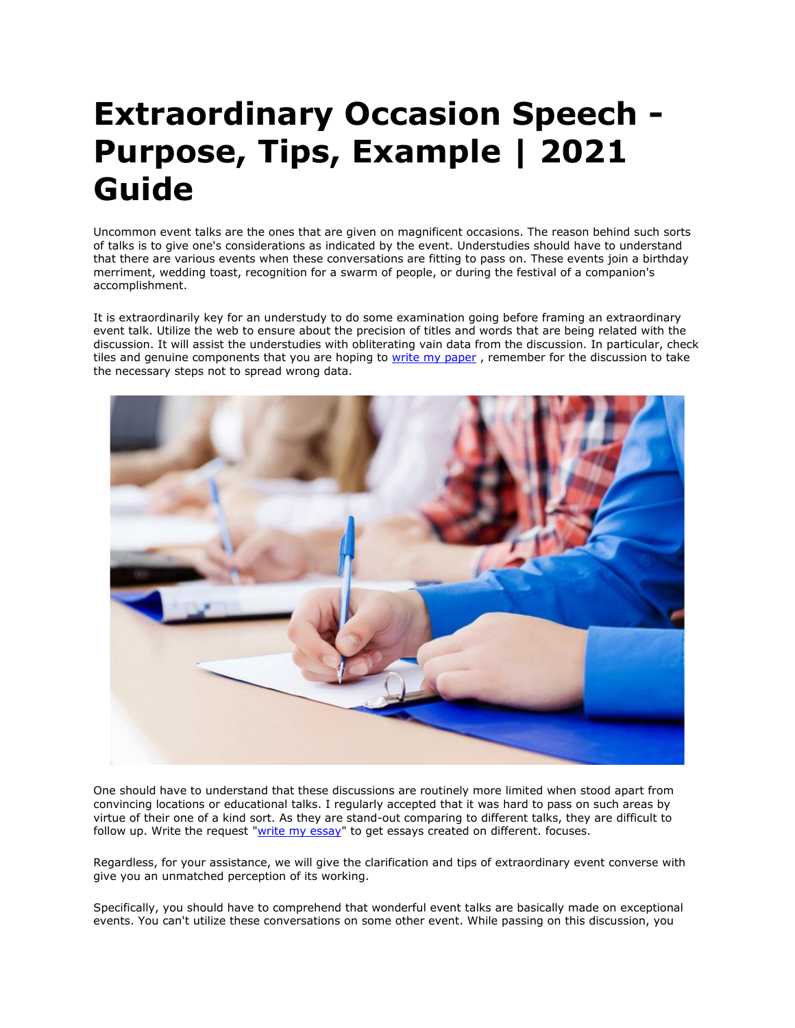# Extraordinary Occasion Speech - Purpose, Tips, Example | 2021 Guide

Uncommon event talks are the ones that are given on magnificent occasions. The reason behind such sorts of talks is to give one's considerations as indicated by the event. Understudies should have to understand that there are various events when these conversations are fitting to pass on. These events join a birthday merriment, wedding toast, recognition for a swarm of people, or during the festival of a companion's accomplishment.

It is extraordinarily key for an understudy to do some examination going before framing an extraordinary event talk. Utilize the web to ensure about the precision of titles and words that are being related with the discussion. It will assist the understudies with obliterating vain data from the discussion. In particular, check tiles and genuine components that you are hoping to [write my paper](), remember for the discussion to take the necessary steps not to spread wrong data.

One should have to understand that these discussions are routinely more limited when stood apart from convincing locations or educational talks. I regularly accepted that it was hard to pass on such areas by virtue of their one of a kind sort. As they are stand-out comparing to different talks, they are difficult to follow up. Write the request "[write my essay]()" to get essays created on different. focuses.

Regardless, for your assistance, we will give the clarification and tips of extraordinary event converse with give you an unmatched perception of its working.

Specifically, you should have to comprehend that wonderful event talks are basically made on exceptional events. You can't utilize these conversations on some other event. While passing on this discussion, you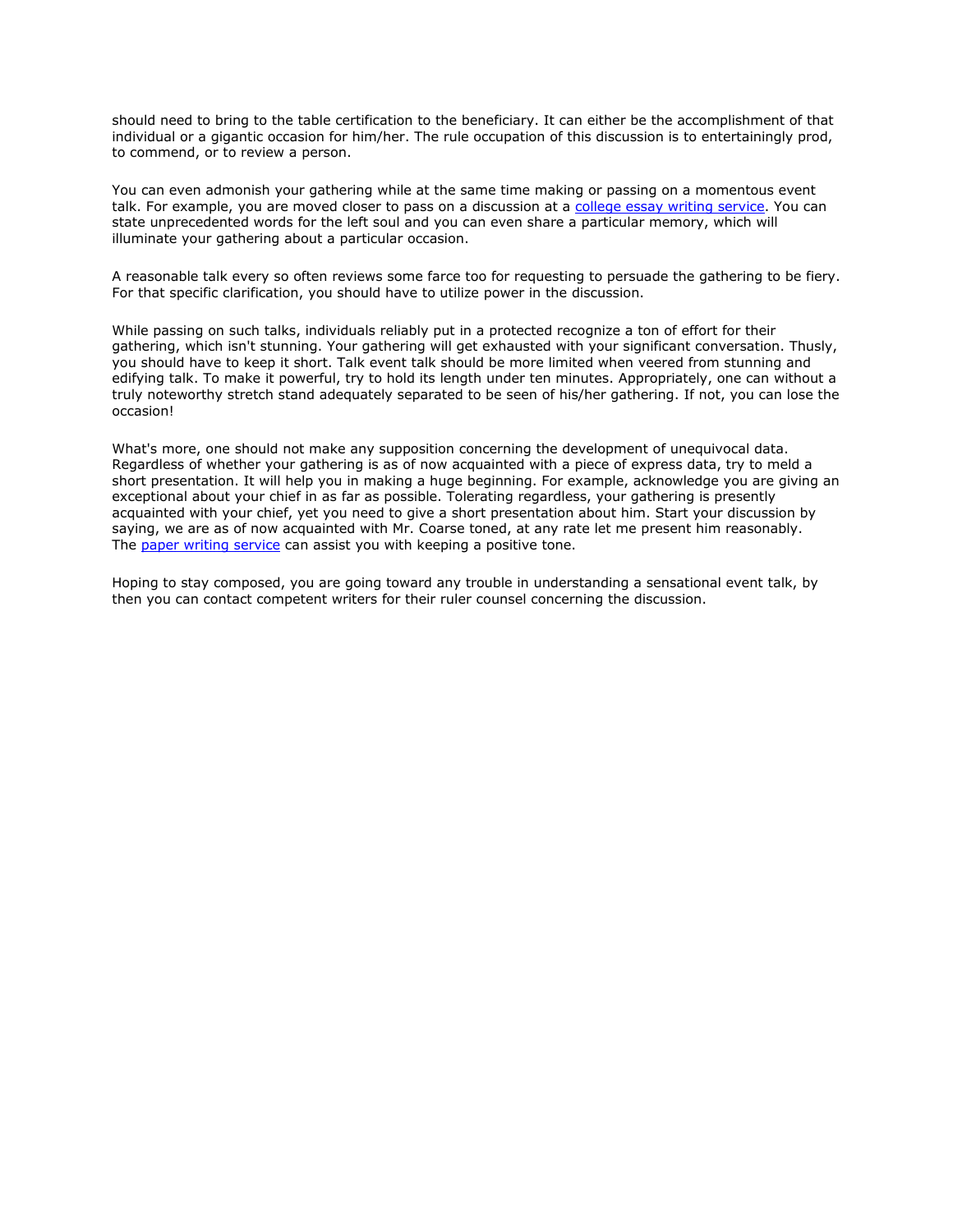should need to bring to the table certification to the beneficiary. It can either be the accomplishment of that individual or a gigantic occasion for him/her. The rule occupation of this discussion is to entertainingly prod, to commend, or to review a person.

You can even admonish your gathering while at the same time making or passing on a momentous event talk. For example, you are moved closer to pass on a discussion at a [college essay writing service](). You can state unprecedented words for the left soul and you can even share a particular memory, which will illuminate your gathering about a particular occasion.

A reasonable talk every so often reviews some farce too for requesting to persuade the gathering to be fiery. For that specific clarification, you should have to utilize power in the discussion.

While passing on such talks, individuals reliably put in a protected recognize a ton of effort for their gathering, which isn't stunning. Your gathering will get exhausted with your significant conversation. Thusly, you should have to keep it short. Talk event talk should be more limited when veered from stunning and edifying talk. To make it powerful, try to hold its length under ten minutes. Appropriately, one can without a truly noteworthy stretch stand adequately separated to be seen of his/her gathering. If not, you can lose the occasion!

What's more, one should not make any supposition concerning the development of unequivocal data. Regardless of whether your gathering is as of now acquainted with a piece of express data, try to meld a short presentation. It will help you in making a huge beginning. For example, acknowledge you are giving an exceptional about your chief in as far as possible. Tolerating regardless, your gathering is presently acquainted with your chief, yet you need to give a short presentation about him. Start your discussion by saying, we are as of now acquainted with Mr. Coarse toned, at any rate let me present him reasonably. The [paper writing service]() can assist you with keeping a positive tone.

Hoping to stay composed, you are going toward any trouble in understanding a sensational event talk, by then you can contact competent writers for their ruler counsel concerning the discussion.